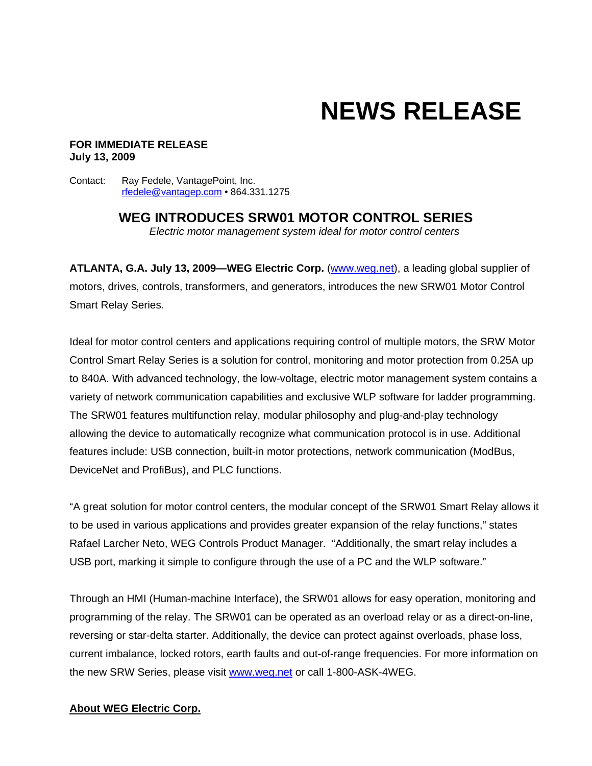# NEWS RELEASE

**FOR IMMEDIATE RELEASE**
**July 13, 2009**

Contact: Ray Fedele, VantagePoint, Inc.
rfedele@vantagep.com • 864.331.1275

## WEG INTRODUCES SRW01 MOTOR CONTROL SERIES

*Electric motor management system ideal for motor control centers*

**ATLANTA, G.A. July 13, 2009—WEG Electric Corp.** (www.weg.net), a leading global supplier of motors, drives, controls, transformers, and generators, introduces the new SRW01 Motor Control Smart Relay Series.

Ideal for motor control centers and applications requiring control of multiple motors, the SRW Motor Control Smart Relay Series is a solution for control, monitoring and motor protection from 0.25A up to 840A. With advanced technology, the low-voltage, electric motor management system contains a variety of network communication capabilities and exclusive WLP software for ladder programming. The SRW01 features multifunction relay, modular philosophy and plug-and-play technology allowing the device to automatically recognize what communication protocol is in use. Additional features include: USB connection, built-in motor protections, network communication (ModBus, DeviceNet and ProfiBus), and PLC functions.

"A great solution for motor control centers, the modular concept of the SRW01 Smart Relay allows it to be used in various applications and provides greater expansion of the relay functions," states Rafael Larcher Neto, WEG Controls Product Manager. "Additionally, the smart relay includes a USB port, marking it simple to configure through the use of a PC and the WLP software."

Through an HMI (Human-machine Interface), the SRW01 allows for easy operation, monitoring and programming of the relay. The SRW01 can be operated as an overload relay or as a direct-on-line, reversing or star-delta starter. Additionally, the device can protect against overloads, phase loss, current imbalance, locked rotors, earth faults and out-of-range frequencies. For more information on the new SRW Series, please visit www.weg.net or call 1-800-ASK-4WEG.

**About WEG Electric Corp.**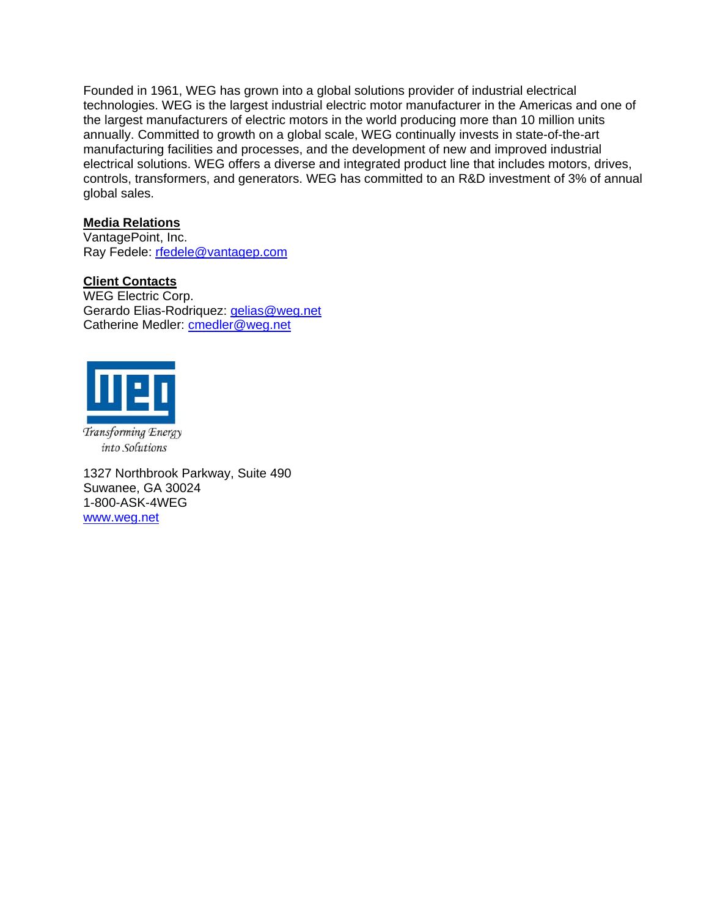Founded in 1961, WEG has grown into a global solutions provider of industrial electrical technologies. WEG is the largest industrial electric motor manufacturer in the Americas and one of the largest manufacturers of electric motors in the world producing more than 10 million units annually. Committed to growth on a global scale, WEG continually invests in state-of-the-art manufacturing facilities and processes, and the development of new and improved industrial electrical solutions. WEG offers a diverse and integrated product line that includes motors, drives, controls, transformers, and generators. WEG has committed to an R&D investment of 3% of annual global sales.

**Media Relations**
VantagePoint, Inc.
Ray Fedele: rfedele@vantagep.com

**Client Contacts**
WEG Electric Corp.
Gerardo Elias-Rodriquez: gelias@weg.net
Catherine Medler: cmedler@weg.net

WEG
*Transforming Energy into Solutions*

1327 Northbrook Parkway, Suite 490
Suwanee, GA 30024
1-800-ASK-4WEG
www.weg.net